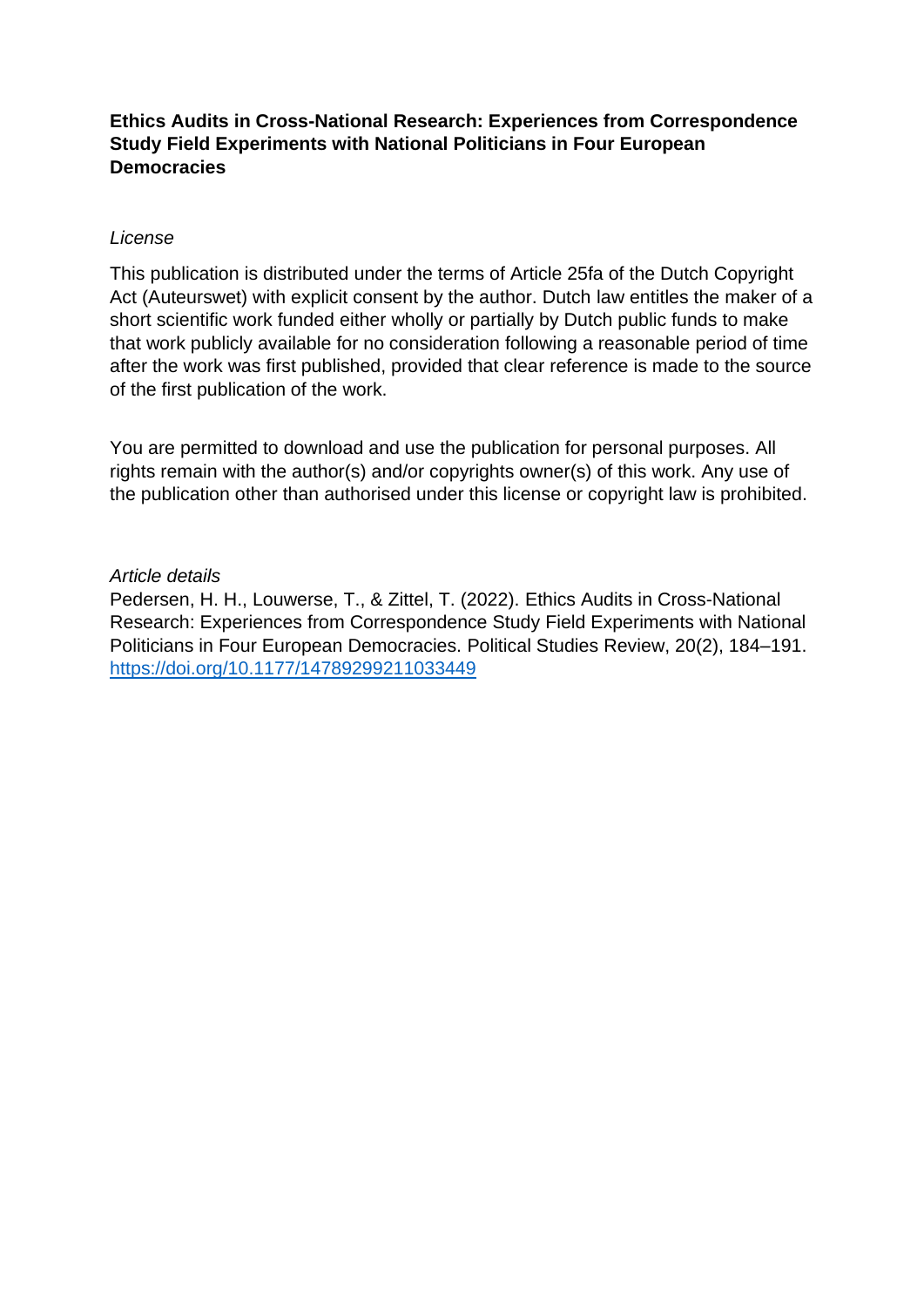**Ethics Audits in Cross-National Research: Experiences from Correspondence Study Field Experiments with National Politicians in Four European Democracies**

*License*

This publication is distributed under the terms of Article 25fa of the Dutch Copyright Act (Auteurswet) with explicit consent by the author. Dutch law entitles the maker of a short scientific work funded either wholly or partially by Dutch public funds to make that work publicly available for no consideration following a reasonable period of time after the work was first published, provided that clear reference is made to the source of the first publication of the work.

You are permitted to download and use the publication for personal purposes. All rights remain with the author(s) and/or copyrights owner(s) of this work. Any use of the publication other than authorised under this license or copyright law is prohibited.

*Article details*

Pedersen, H. H., Louwerse, T., & Zittel, T. (2022). Ethics Audits in Cross-National Research: Experiences from Correspondence Study Field Experiments with National Politicians in Four European Democracies. Political Studies Review, 20(2), 184–191. https://doi.org/10.1177/14789299211033449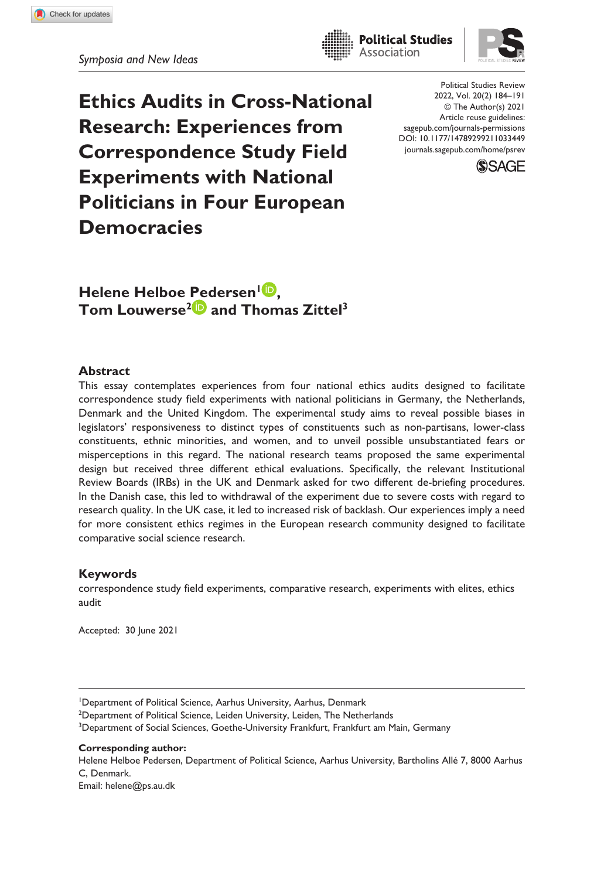Symposia and New Ideas

# Ethics Audits in Cross-National Research: Experiences from Correspondence Study Field Experiments with National Politicians in Four European Democracies

**Helene Helboe Pedersen[1], Tom Louwerse[2] and Thomas Zittel[3]**

## Abstract

This essay contemplates experiences from four national ethics audits designed to facilitate correspondence study field experiments with national politicians in Germany, the Netherlands, Denmark and the United Kingdom. The experimental study aims to reveal possible biases in legislators' responsiveness to distinct types of constituents such as non-partisans, lower-class constituents, ethnic minorities, and women, and to unveil possible unsubstantiated fears or misperceptions in this regard. The national research teams proposed the same experimental design but received three different ethical evaluations. Specifically, the relevant Institutional Review Boards (IRBs) in the UK and Denmark asked for two different de-briefing procedures. In the Danish case, this led to withdrawal of the experiment due to severe costs with regard to research quality. In the UK case, it led to increased risk of backlash. Our experiences imply a need for more consistent ethics regimes in the European research community designed to facilitate comparative social science research.

## Keywords

correspondence study field experiments, comparative research, experiments with elites, ethics audit

Accepted: 30 June 2021

---

[1]Department of Political Science, Aarhus University, Aarhus, Denmark
[2]Department of Political Science, Leiden University, Leiden, The Netherlands
[3]Department of Social Sciences, Goethe-University Frankfurt, Frankfurt am Main, Germany

**Corresponding author:**
Helene Helboe Pedersen, Department of Political Science, Aarhus University, Bartholins Allé 7, 8000 Aarhus C, Denmark.
Email: helene@ps.au.dk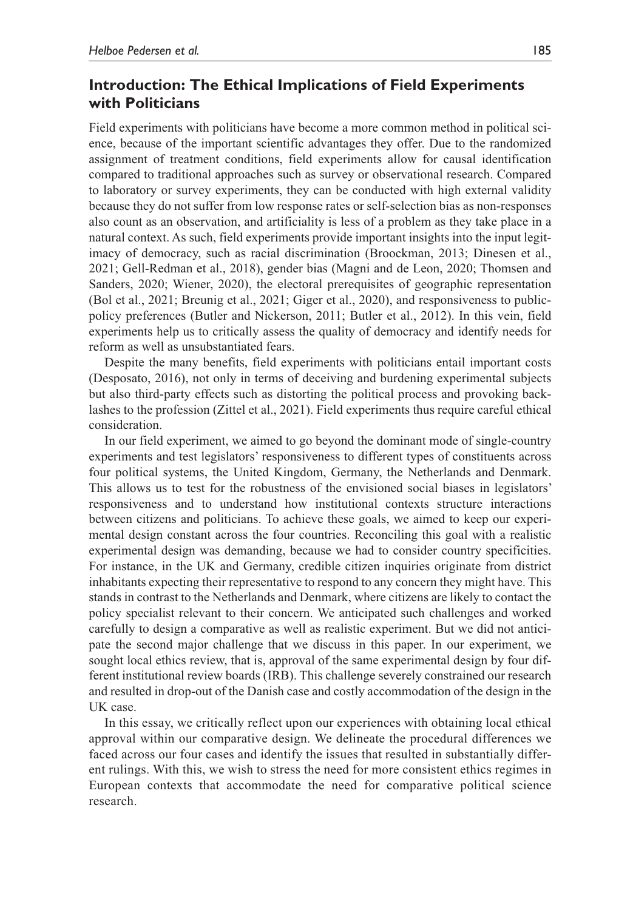## Introduction: The Ethical Implications of Field Experiments with Politicians

Field experiments with politicians have become a more common method in political science, because of the important scientific advantages they offer. Due to the randomized assignment of treatment conditions, field experiments allow for causal identification compared to traditional approaches such as survey or observational research. Compared to laboratory or survey experiments, they can be conducted with high external validity because they do not suffer from low response rates or self-selection bias as non-responses also count as an observation, and artificiality is less of a problem as they take place in a natural context. As such, field experiments provide important insights into the input legitimacy of democracy, such as racial discrimination (Broockman, 2013; Dinesen et al., 2021; Gell-Redman et al., 2018), gender bias (Magni and de Leon, 2020; Thomsen and Sanders, 2020; Wiener, 2020), the electoral prerequisites of geographic representation (Bol et al., 2021; Breunig et al., 2021; Giger et al., 2020), and responsiveness to public-policy preferences (Butler and Nickerson, 2011; Butler et al., 2012). In this vein, field experiments help us to critically assess the quality of democracy and identify needs for reform as well as unsubstantiated fears.

Despite the many benefits, field experiments with politicians entail important costs (Desposato, 2016), not only in terms of deceiving and burdening experimental subjects but also third-party effects such as distorting the political process and provoking backlashes to the profession (Zittel et al., 2021). Field experiments thus require careful ethical consideration.

In our field experiment, we aimed to go beyond the dominant mode of single-country experiments and test legislators' responsiveness to different types of constituents across four political systems, the United Kingdom, Germany, the Netherlands and Denmark. This allows us to test for the robustness of the envisioned social biases in legislators' responsiveness and to understand how institutional contexts structure interactions between citizens and politicians. To achieve these goals, we aimed to keep our experimental design constant across the four countries. Reconciling this goal with a realistic experimental design was demanding, because we had to consider country specificities. For instance, in the UK and Germany, credible citizen inquiries originate from district inhabitants expecting their representative to respond to any concern they might have. This stands in contrast to the Netherlands and Denmark, where citizens are likely to contact the policy specialist relevant to their concern. We anticipated such challenges and worked carefully to design a comparative as well as realistic experiment. But we did not anticipate the second major challenge that we discuss in this paper. In our experiment, we sought local ethics review, that is, approval of the same experimental design by four different institutional review boards (IRB). This challenge severely constrained our research and resulted in drop-out of the Danish case and costly accommodation of the design in the UK case.

In this essay, we critically reflect upon our experiences with obtaining local ethical approval within our comparative design. We delineate the procedural differences we faced across our four cases and identify the issues that resulted in substantially different rulings. With this, we wish to stress the need for more consistent ethics regimes in European contexts that accommodate the need for comparative political science research.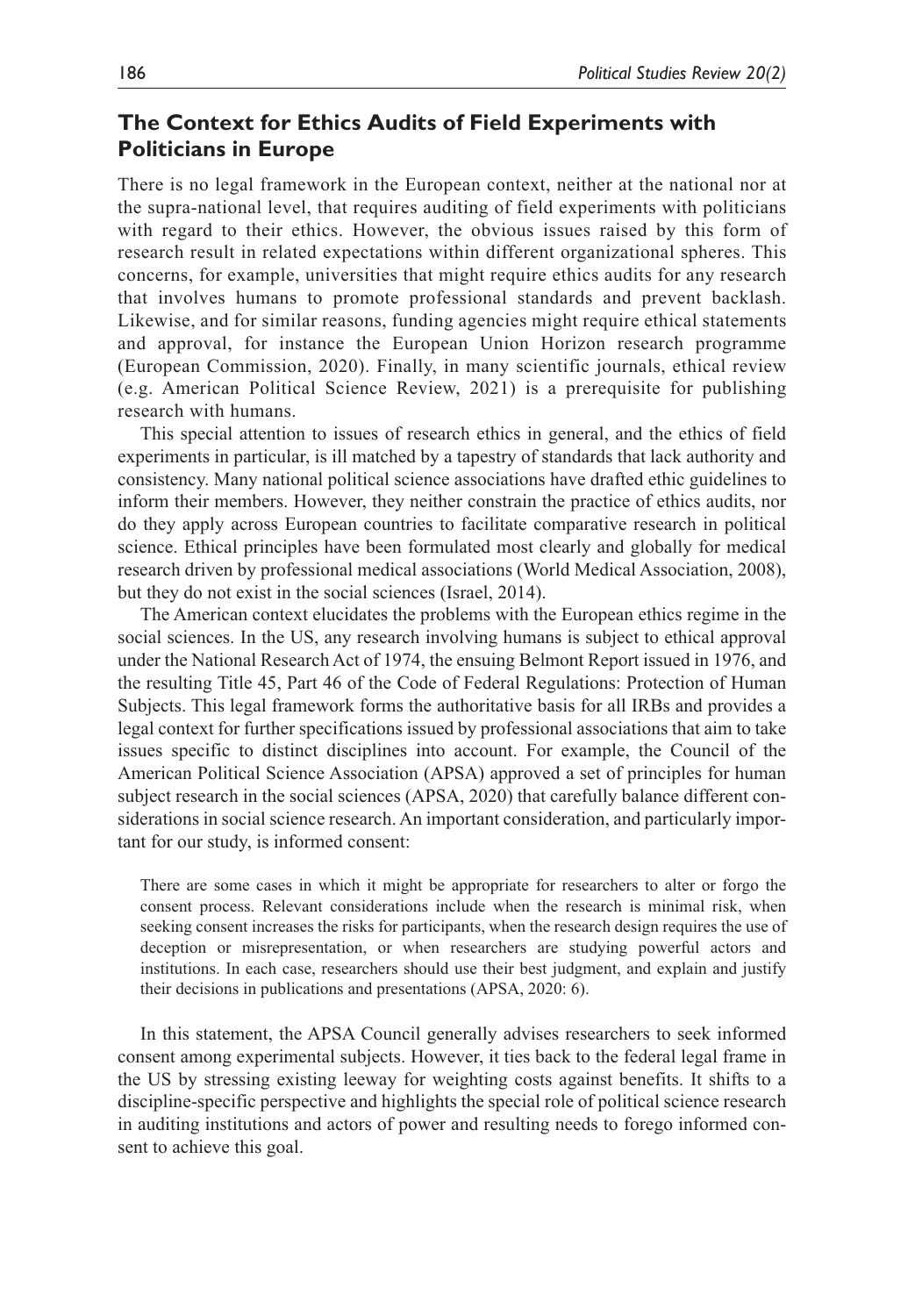## The Context for Ethics Audits of Field Experiments with Politicians in Europe

There is no legal framework in the European context, neither at the national nor at the supra-national level, that requires auditing of field experiments with politicians with regard to their ethics. However, the obvious issues raised by this form of research result in related expectations within different organizational spheres. This concerns, for example, universities that might require ethics audits for any research that involves humans to promote professional standards and prevent backlash. Likewise, and for similar reasons, funding agencies might require ethical statements and approval, for instance the European Union Horizon research programme (European Commission, 2020). Finally, in many scientific journals, ethical review (e.g. American Political Science Review, 2021) is a prerequisite for publishing research with humans.

This special attention to issues of research ethics in general, and the ethics of field experiments in particular, is ill matched by a tapestry of standards that lack authority and consistency. Many national political science associations have drafted ethic guidelines to inform their members. However, they neither constrain the practice of ethics audits, nor do they apply across European countries to facilitate comparative research in political science. Ethical principles have been formulated most clearly and globally for medical research driven by professional medical associations (World Medical Association, 2008), but they do not exist in the social sciences (Israel, 2014).

The American context elucidates the problems with the European ethics regime in the social sciences. In the US, any research involving humans is subject to ethical approval under the National Research Act of 1974, the ensuing Belmont Report issued in 1976, and the resulting Title 45, Part 46 of the Code of Federal Regulations: Protection of Human Subjects. This legal framework forms the authoritative basis for all IRBs and provides a legal context for further specifications issued by professional associations that aim to take issues specific to distinct disciplines into account. For example, the Council of the American Political Science Association (APSA) approved a set of principles for human subject research in the social sciences (APSA, 2020) that carefully balance different considerations in social science research. An important consideration, and particularly important for our study, is informed consent:

> There are some cases in which it might be appropriate for researchers to alter or forgo the consent process. Relevant considerations include when the research is minimal risk, when seeking consent increases the risks for participants, when the research design requires the use of deception or misrepresentation, or when researchers are studying powerful actors and institutions. In each case, researchers should use their best judgment, and explain and justify their decisions in publications and presentations (APSA, 2020: 6).

In this statement, the APSA Council generally advises researchers to seek informed consent among experimental subjects. However, it ties back to the federal legal frame in the US by stressing existing leeway for weighting costs against benefits. It shifts to a discipline-specific perspective and highlights the special role of political science research in auditing institutions and actors of power and resulting needs to forego informed consent to achieve this goal.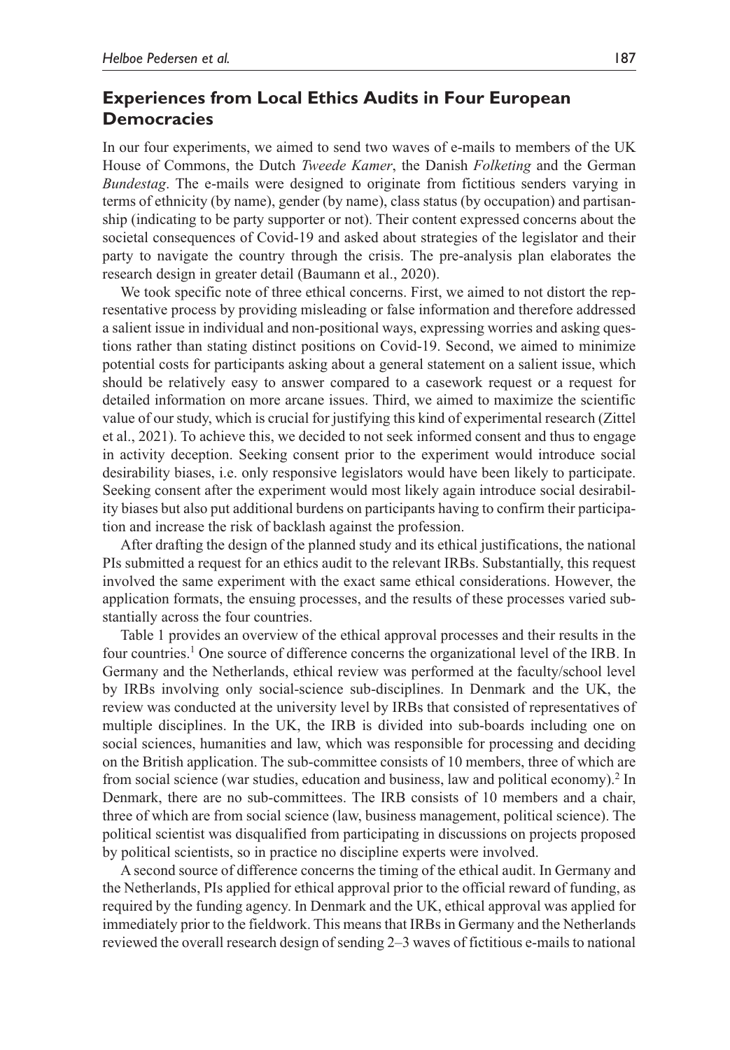## Experiences from Local Ethics Audits in Four European Democracies

In our four experiments, we aimed to send two waves of e-mails to members of the UK House of Commons, the Dutch *Tweede Kamer*, the Danish *Folketing* and the German *Bundestag*. The e-mails were designed to originate from fictitious senders varying in terms of ethnicity (by name), gender (by name), class status (by occupation) and partisanship (indicating to be party supporter or not). Their content expressed concerns about the societal consequences of Covid-19 and asked about strategies of the legislator and their party to navigate the country through the crisis. The pre-analysis plan elaborates the research design in greater detail (Baumann et al., 2020).

We took specific note of three ethical concerns. First, we aimed to not distort the representative process by providing misleading or false information and therefore addressed a salient issue in individual and non-positional ways, expressing worries and asking questions rather than stating distinct positions on Covid-19. Second, we aimed to minimize potential costs for participants asking about a general statement on a salient issue, which should be relatively easy to answer compared to a casework request or a request for detailed information on more arcane issues. Third, we aimed to maximize the scientific value of our study, which is crucial for justifying this kind of experimental research (Zittel et al., 2021). To achieve this, we decided to not seek informed consent and thus to engage in activity deception. Seeking consent prior to the experiment would introduce social desirability biases, i.e. only responsive legislators would have been likely to participate. Seeking consent after the experiment would most likely again introduce social desirability biases but also put additional burdens on participants having to confirm their participation and increase the risk of backlash against the profession.

After drafting the design of the planned study and its ethical justifications, the national PIs submitted a request for an ethics audit to the relevant IRBs. Substantially, this request involved the same experiment with the exact same ethical considerations. However, the application formats, the ensuing processes, and the results of these processes varied substantially across the four countries.

Table 1 provides an overview of the ethical approval processes and their results in the four countries.[1] One source of difference concerns the organizational level of the IRB. In Germany and the Netherlands, ethical review was performed at the faculty/school level by IRBs involving only social-science sub-disciplines. In Denmark and the UK, the review was conducted at the university level by IRBs that consisted of representatives of multiple disciplines. In the UK, the IRB is divided into sub-boards including one on social sciences, humanities and law, which was responsible for processing and deciding on the British application. The sub-committee consists of 10 members, three of which are from social science (war studies, education and business, law and political economy).[2] In Denmark, there are no sub-committees. The IRB consists of 10 members and a chair, three of which are from social science (law, business management, political science). The political scientist was disqualified from participating in discussions on projects proposed by political scientists, so in practice no discipline experts were involved.

A second source of difference concerns the timing of the ethical audit. In Germany and the Netherlands, PIs applied for ethical approval prior to the official reward of funding, as required by the funding agency. In Denmark and the UK, ethical approval was applied for immediately prior to the fieldwork. This means that IRBs in Germany and the Netherlands reviewed the overall research design of sending 2–3 waves of fictitious e-mails to national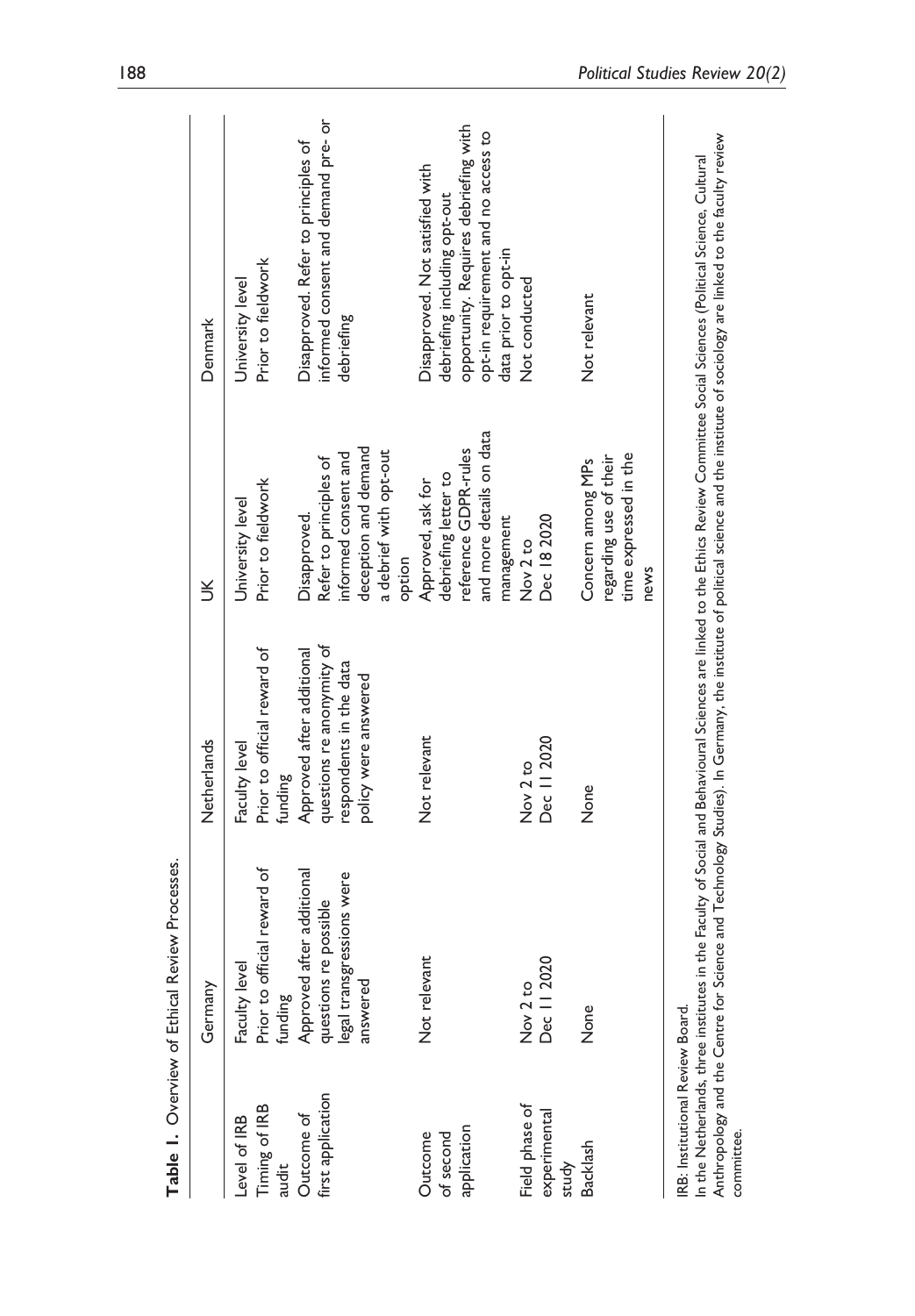**Table 1.** Overview of Ethical Review Processes.

| | Germany | Netherlands | UK | Denmark |
|---|---|---|---|---|
| Level of IRB | Faculty level | Faculty level | University level | University level |
| Timing of IRB audit | Prior to official reward of funding | Prior to official reward of funding | Prior to fieldwork | Prior to fieldwork |
| Outcome of first application | Approved after additional questions re possible legal transgressions were answered | Approved after additional questions re anonymity of respondents in the data policy were answered | Disapproved. Refer to principles of informed consent and deception and demand a debrief with opt-out option | Disapproved. Refer to principles of informed consent and demand pre- or debriefing |
| Outcome of second application | Not relevant | Not relevant | Approved, ask for debriefing letter to reference GDPR-rules and more details on data management | Disapproved. Not satisfied with debriefing including opt-out opportunity. Requires debriefing with opt-in requirement and no access to data prior to opt-in |
| Field phase of experimental study | Nov 2 to Dec 11 2020 | Nov 2 to Dec 11 2020 | Nov 2 to Dec 18 2020 | Not conducted |
| Backlash | None | None | Concern among MPs regarding use of their time expressed in the news | Not relevant |

IRB: Institutional Review Board.

In the Netherlands, three institutes in the Faculty of Social and Behavioural Sciences are linked to the Ethics Review Committee Social Sciences (Political Science, Cultural Anthropology and the Centre for Science and Technology Studies). In Germany, the institute of political science and the institute of sociology are linked to the faculty review committee.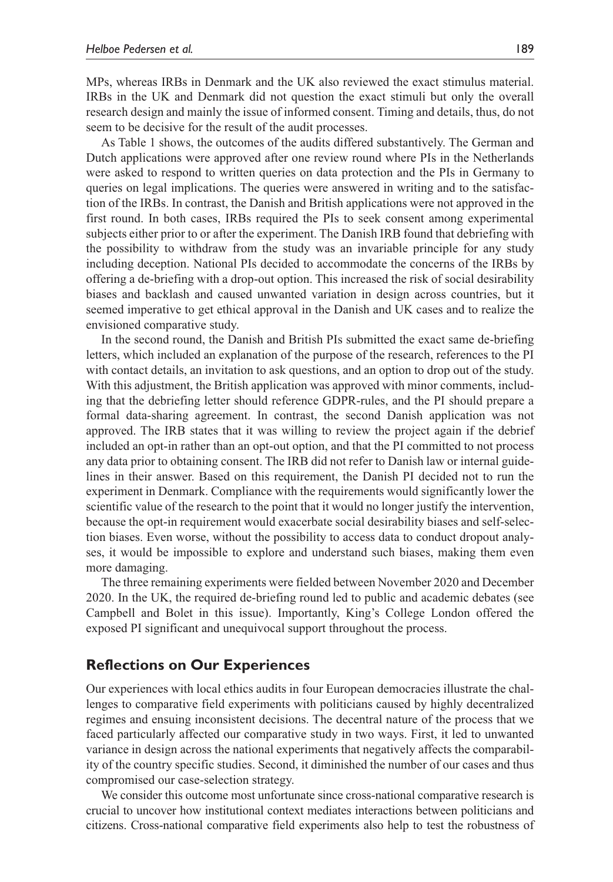MPs, whereas IRBs in Denmark and the UK also reviewed the exact stimulus material. IRBs in the UK and Denmark did not question the exact stimuli but only the overall research design and mainly the issue of informed consent. Timing and details, thus, do not seem to be decisive for the result of the audit processes.

As Table 1 shows, the outcomes of the audits differed substantively. The German and Dutch applications were approved after one review round where PIs in the Netherlands were asked to respond to written queries on data protection and the PIs in Germany to queries on legal implications. The queries were answered in writing and to the satisfaction of the IRBs. In contrast, the Danish and British applications were not approved in the first round. In both cases, IRBs required the PIs to seek consent among experimental subjects either prior to or after the experiment. The Danish IRB found that debriefing with the possibility to withdraw from the study was an invariable principle for any study including deception. National PIs decided to accommodate the concerns of the IRBs by offering a de-briefing with a drop-out option. This increased the risk of social desirability biases and backlash and caused unwanted variation in design across countries, but it seemed imperative to get ethical approval in the Danish and UK cases and to realize the envisioned comparative study.

In the second round, the Danish and British PIs submitted the exact same de-briefing letters, which included an explanation of the purpose of the research, references to the PI with contact details, an invitation to ask questions, and an option to drop out of the study. With this adjustment, the British application was approved with minor comments, including that the debriefing letter should reference GDPR-rules, and the PI should prepare a formal data-sharing agreement. In contrast, the second Danish application was not approved. The IRB states that it was willing to review the project again if the debrief included an opt-in rather than an opt-out option, and that the PI committed to not process any data prior to obtaining consent. The IRB did not refer to Danish law or internal guidelines in their answer. Based on this requirement, the Danish PI decided not to run the experiment in Denmark. Compliance with the requirements would significantly lower the scientific value of the research to the point that it would no longer justify the intervention, because the opt-in requirement would exacerbate social desirability biases and self-selection biases. Even worse, without the possibility to access data to conduct dropout analyses, it would be impossible to explore and understand such biases, making them even more damaging.

The three remaining experiments were fielded between November 2020 and December 2020. In the UK, the required de-briefing round led to public and academic debates (see Campbell and Bolet in this issue). Importantly, King's College London offered the exposed PI significant and unequivocal support throughout the process.

## Reflections on Our Experiences

Our experiences with local ethics audits in four European democracies illustrate the challenges to comparative field experiments with politicians caused by highly decentralized regimes and ensuing inconsistent decisions. The decentral nature of the process that we faced particularly affected our comparative study in two ways. First, it led to unwanted variance in design across the national experiments that negatively affects the comparability of the country specific studies. Second, it diminished the number of our cases and thus compromised our case-selection strategy.

We consider this outcome most unfortunate since cross-national comparative research is crucial to uncover how institutional context mediates interactions between politicians and citizens. Cross-national comparative field experiments also help to test the robustness of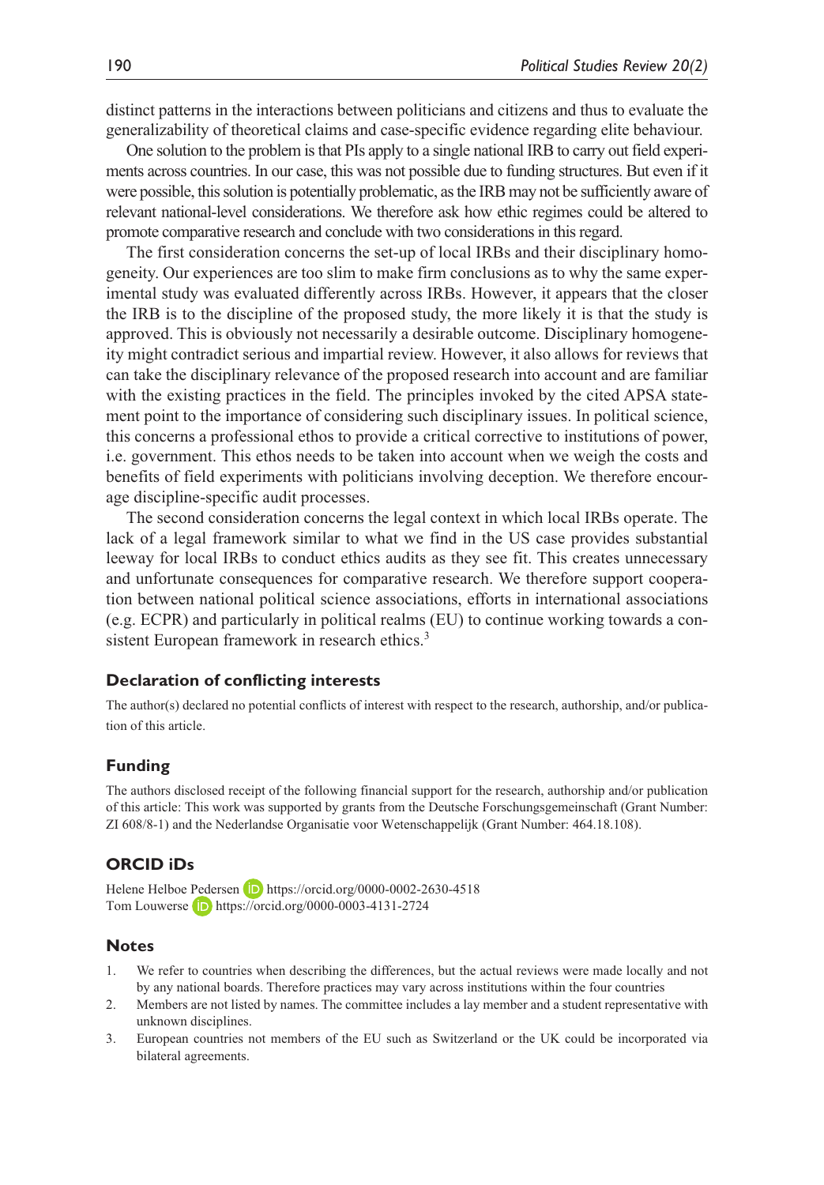distinct patterns in the interactions between politicians and citizens and thus to evaluate the generalizability of theoretical claims and case-specific evidence regarding elite behaviour.

One solution to the problem is that PIs apply to a single national IRB to carry out field experiments across countries. In our case, this was not possible due to funding structures. But even if it were possible, this solution is potentially problematic, as the IRB may not be sufficiently aware of relevant national-level considerations. We therefore ask how ethic regimes could be altered to promote comparative research and conclude with two considerations in this regard.

The first consideration concerns the set-up of local IRBs and their disciplinary homogeneity. Our experiences are too slim to make firm conclusions as to why the same experimental study was evaluated differently across IRBs. However, it appears that the closer the IRB is to the discipline of the proposed study, the more likely it is that the study is approved. This is obviously not necessarily a desirable outcome. Disciplinary homogeneity might contradict serious and impartial review. However, it also allows for reviews that can take the disciplinary relevance of the proposed research into account and are familiar with the existing practices in the field. The principles invoked by the cited APSA statement point to the importance of considering such disciplinary issues. In political science, this concerns a professional ethos to provide a critical corrective to institutions of power, i.e. government. This ethos needs to be taken into account when we weigh the costs and benefits of field experiments with politicians involving deception. We therefore encourage discipline-specific audit processes.

The second consideration concerns the legal context in which local IRBs operate. The lack of a legal framework similar to what we find in the US case provides substantial leeway for local IRBs to conduct ethics audits as they see fit. This creates unnecessary and unfortunate consequences for comparative research. We therefore support cooperation between national political science associations, efforts in international associations (e.g. ECPR) and particularly in political realms (EU) to continue working towards a consistent European framework in research ethics.[3]

## Declaration of conflicting interests

The author(s) declared no potential conflicts of interest with respect to the research, authorship, and/or publication of this article.

## Funding

The authors disclosed receipt of the following financial support for the research, authorship and/or publication of this article: This work was supported by grants from the Deutsche Forschungsgemeinschaft (Grant Number: ZI 608/8-1) and the Nederlandse Organisatie voor Wetenschappelijk (Grant Number: 464.18.108).

## ORCID iDs

Helene Helboe Pedersen https://orcid.org/0000-0002-2630-4518
Tom Louwerse https://orcid.org/0000-0003-4131-2724

## Notes

1. We refer to countries when describing the differences, but the actual reviews were made locally and not by any national boards. Therefore practices may vary across institutions within the four countries
2. Members are not listed by names. The committee includes a lay member and a student representative with unknown disciplines.
3. European countries not members of the EU such as Switzerland or the UK could be incorporated via bilateral agreements.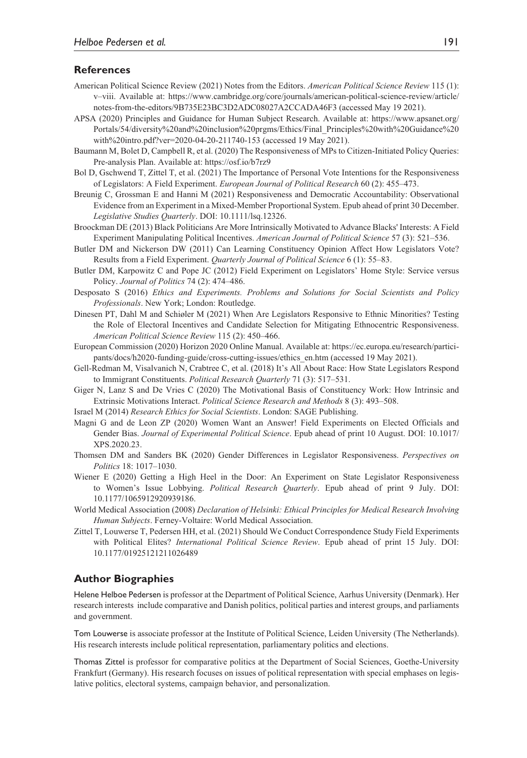## References

American Political Science Review (2021) Notes from the Editors. *American Political Science Review* 115 (1): v–viii. Available at: https://www.cambridge.org/core/journals/american-political-science-review/article/notes-from-the-editors/9B735E23BC3D2ADC08027A2CCADA46F3 (accessed May 19 2021).

APSA (2020) Principles and Guidance for Human Subject Research. Available at: https://www.apsanet.org/Portals/54/diversity%20and%20inclusion%20prgms/Ethics/Final_Principles%20with%20Guidance%20with%20intro.pdf?ver=2020-04-20-211740-153 (accessed 19 May 2021).

Baumann M, Bolet D, Campbell R, et al. (2020) The Responsiveness of MPs to Citizen-Initiated Policy Queries: Pre-analysis Plan. Available at: https://osf.io/b7rz9

Bol D, Gschwend T, Zittel T, et al. (2021) The Importance of Personal Vote Intentions for the Responsiveness of Legislators: A Field Experiment. *European Journal of Political Research* 60 (2): 455–473.

Breunig C, Grossman E and Hanni M (2021) Responsiveness and Democratic Accountability: Observational Evidence from an Experiment in a Mixed-Member Proportional System. Epub ahead of print 30 December. *Legislative Studies Quarterly*. DOI: 10.1111/lsq.12326.

Broockman DE (2013) Black Politicians Are More Intrinsically Motivated to Advance Blacks' Interests: A Field Experiment Manipulating Political Incentives. *American Journal of Political Science* 57 (3): 521–536.

Butler DM and Nickerson DW (2011) Can Learning Constituency Opinion Affect How Legislators Vote? Results from a Field Experiment. *Quarterly Journal of Political Science* 6 (1): 55–83.

Butler DM, Karpowitz C and Pope JC (2012) Field Experiment on Legislators' Home Style: Service versus Policy. *Journal of Politics* 74 (2): 474–486.

Desposato S (2016) *Ethics and Experiments. Problems and Solutions for Social Scientists and Policy Professionals*. New York; London: Routledge.

Dinesen PT, Dahl M and Schiøler M (2021) When Are Legislators Responsive to Ethnic Minorities? Testing the Role of Electoral Incentives and Candidate Selection for Mitigating Ethnocentric Responsiveness. *American Political Science Review* 115 (2): 450–466.

European Commission (2020) Horizon 2020 Online Manual. Available at: https://ec.europa.eu/research/participants/docs/h2020-funding-guide/cross-cutting-issues/ethics_en.htm (accessed 19 May 2021).

Gell-Redman M, Visalvanich N, Crabtree C, et al. (2018) It's All About Race: How State Legislators Respond to Immigrant Constituents. *Political Research Quarterly* 71 (3): 517–531.

Giger N, Lanz S and De Vries C (2020) The Motivational Basis of Constituency Work: How Intrinsic and Extrinsic Motivations Interact. *Political Science Research and Methods* 8 (3): 493–508.

Israel M (2014) *Research Ethics for Social Scientists*. London: SAGE Publishing.

Magni G and de Leon ZP (2020) Women Want an Answer! Field Experiments on Elected Officials and Gender Bias. *Journal of Experimental Political Science*. Epub ahead of print 10 August. DOI: 10.1017/XPS.2020.23.

Thomsen DM and Sanders BK (2020) Gender Differences in Legislator Responsiveness. *Perspectives on Politics* 18: 1017–1030.

Wiener E (2020) Getting a High Heel in the Door: An Experiment on State Legislator Responsiveness to Women's Issue Lobbying. *Political Research Quarterly*. Epub ahead of print 9 July. DOI: 10.1177/1065912920939186.

World Medical Association (2008) *Declaration of Helsinki: Ethical Principles for Medical Research Involving Human Subjects*. Ferney-Voltaire: World Medical Association.

Zittel T, Louwerse T, Pedersen HH, et al. (2021) Should We Conduct Correspondence Study Field Experiments with Political Elites? *International Political Science Review*. Epub ahead of print 15 July. DOI: 10.1177/01925121211026489

## Author Biographies

Helene Helboe Pedersen is professor at the Department of Political Science, Aarhus University (Denmark). Her research interests include comparative and Danish politics, political parties and interest groups, and parliaments and government.

Tom Louwerse is associate professor at the Institute of Political Science, Leiden University (The Netherlands). His research interests include political representation, parliamentary politics and elections.

Thomas Zittel is professor for comparative politics at the Department of Social Sciences, Goethe-University Frankfurt (Germany). His research focuses on issues of political representation with special emphases on legislative politics, electoral systems, campaign behavior, and personalization.